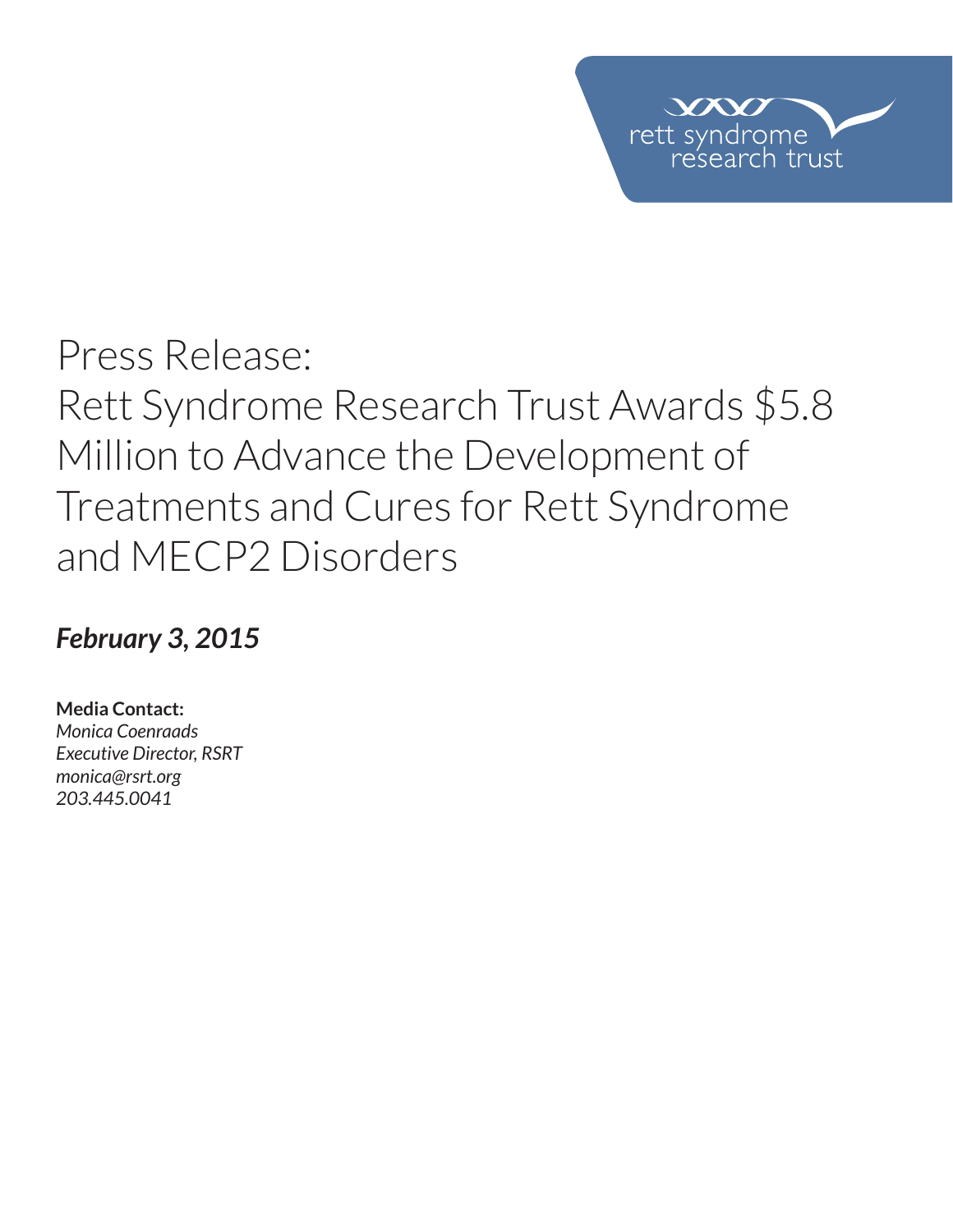rett syndrome research trust

# Press Release:
# Rett Syndrome Research Trust Awards $5.8 Million to Advance the Development of Treatments and Cures for Rett Syndrome and MECP2 Disorders

***February 3, 2015***

**Media Contact:**
*Monica Coenraads*
*Executive Director, RSRT*
*monica@rsrt.org*
*203.445.0041*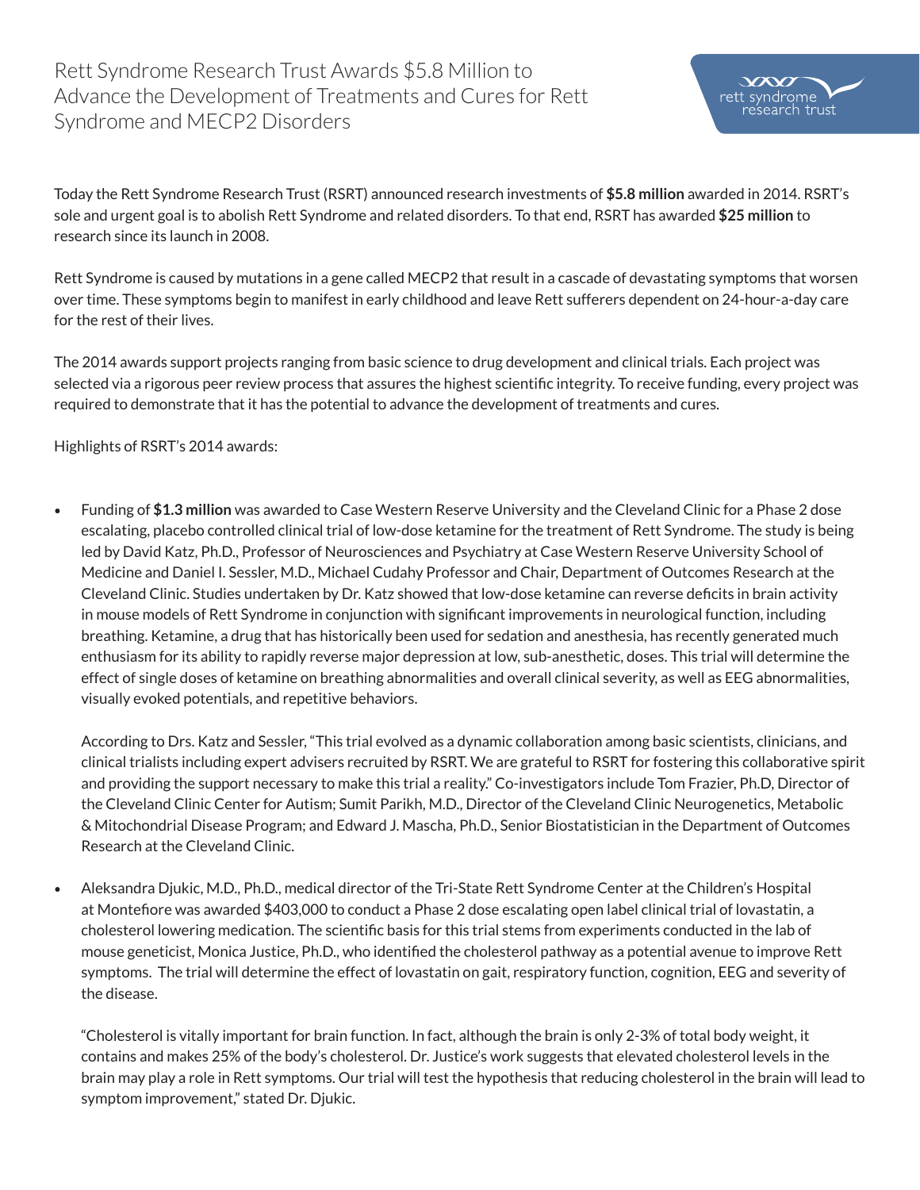# Rett Syndrome Research Trust Awards $5.8 Million to Advance the Development of Treatments and Cures for Rett Syndrome and MECP2 Disorders

Today the Rett Syndrome Research Trust (RSRT) announced research investments of **$5.8 million** awarded in 2014. RSRT's sole and urgent goal is to abolish Rett Syndrome and related disorders. To that end, RSRT has awarded **$25 million** to research since its launch in 2008.

Rett Syndrome is caused by mutations in a gene called MECP2 that result in a cascade of devastating symptoms that worsen over time. These symptoms begin to manifest in early childhood and leave Rett sufferers dependent on 24-hour-a-day care for the rest of their lives.

The 2014 awards support projects ranging from basic science to drug development and clinical trials. Each project was selected via a rigorous peer review process that assures the highest scientific integrity. To receive funding, every project was required to demonstrate that it has the potential to advance the development of treatments and cures.

Highlights of RSRT's 2014 awards:

- Funding of **$1.3 million** was awarded to Case Western Reserve University and the Cleveland Clinic for a Phase 2 dose escalating, placebo controlled clinical trial of low-dose ketamine for the treatment of Rett Syndrome. The study is being led by David Katz, Ph.D., Professor of Neurosciences and Psychiatry at Case Western Reserve University School of Medicine and Daniel I. Sessler, M.D., Michael Cudahy Professor and Chair, Department of Outcomes Research at the Cleveland Clinic. Studies undertaken by Dr. Katz showed that low-dose ketamine can reverse deficits in brain activity in mouse models of Rett Syndrome in conjunction with significant improvements in neurological function, including breathing. Ketamine, a drug that has historically been used for sedation and anesthesia, has recently generated much enthusiasm for its ability to rapidly reverse major depression at low, sub-anesthetic, doses. This trial will determine the effect of single doses of ketamine on breathing abnormalities and overall clinical severity, as well as EEG abnormalities, visually evoked potentials, and repetitive behaviors.

  According to Drs. Katz and Sessler, "This trial evolved as a dynamic collaboration among basic scientists, clinicians, and clinical trialists including expert advisers recruited by RSRT. We are grateful to RSRT for fostering this collaborative spirit and providing the support necessary to make this trial a reality." Co-investigators include Tom Frazier, Ph.D, Director of the Cleveland Clinic Center for Autism; Sumit Parikh, M.D., Director of the Cleveland Clinic Neurogenetics, Metabolic & Mitochondrial Disease Program; and Edward J. Mascha, Ph.D., Senior Biostatistician in the Department of Outcomes Research at the Cleveland Clinic.

- Aleksandra Djukic, M.D., Ph.D., medical director of the Tri-State Rett Syndrome Center at the Children's Hospital at Montefiore was awarded $403,000 to conduct a Phase 2 dose escalating open label clinical trial of lovastatin, a cholesterol lowering medication. The scientific basis for this trial stems from experiments conducted in the lab of mouse geneticist, Monica Justice, Ph.D., who identified the cholesterol pathway as a potential avenue to improve Rett symptoms. The trial will determine the effect of lovastatin on gait, respiratory function, cognition, EEG and severity of the disease.

  "Cholesterol is vitally important for brain function. In fact, although the brain is only 2-3% of total body weight, it contains and makes 25% of the body's cholesterol. Dr. Justice's work suggests that elevated cholesterol levels in the brain may play a role in Rett symptoms. Our trial will test the hypothesis that reducing cholesterol in the brain will lead to symptom improvement," stated Dr. Djukic.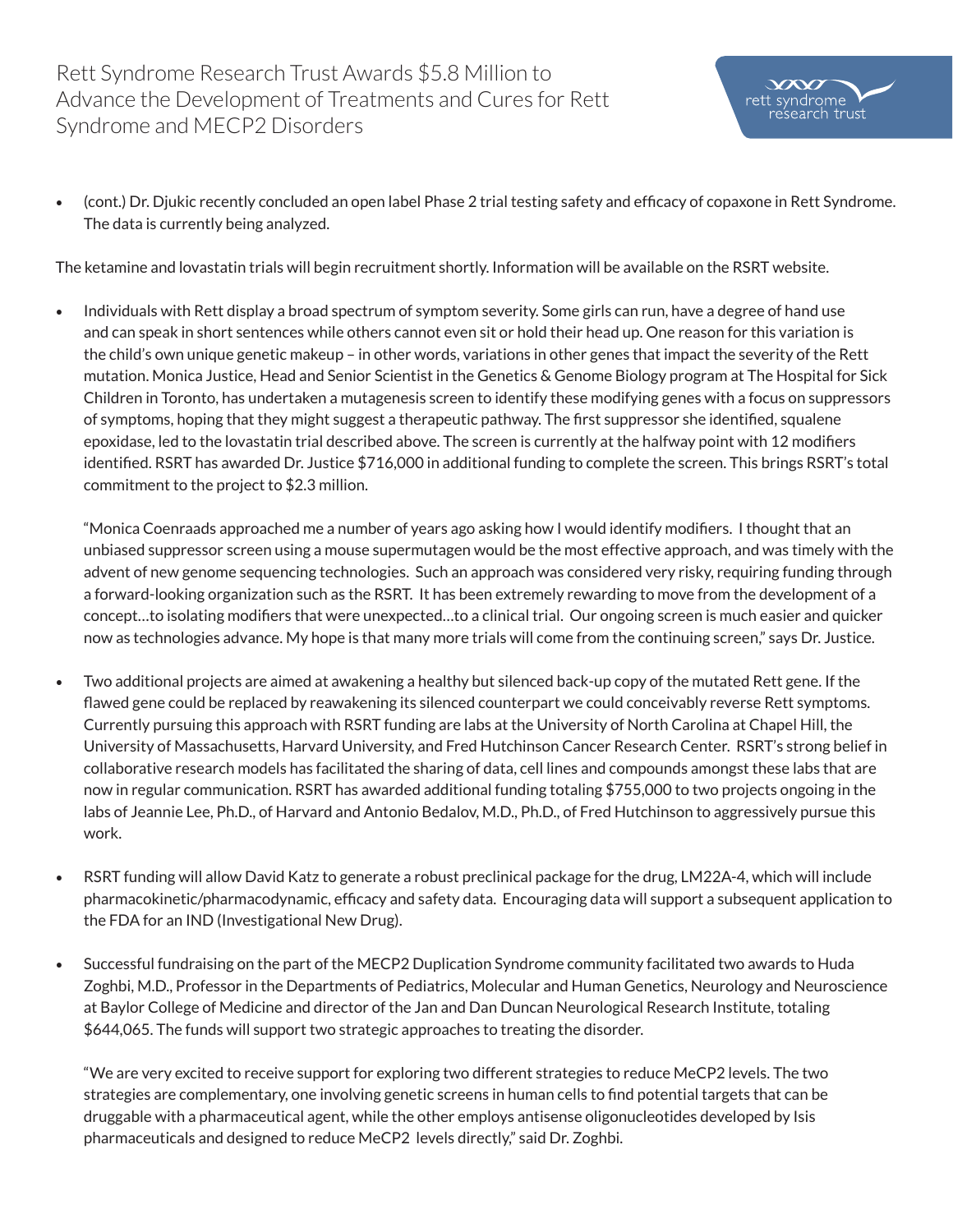- (cont.) Dr. Djukic recently concluded an open label Phase 2 trial testing safety and efficacy of copaxone in Rett Syndrome. The data is currently being analyzed.

The ketamine and lovastatin trials will begin recruitment shortly. Information will be available on the RSRT website.

- Individuals with Rett display a broad spectrum of symptom severity. Some girls can run, have a degree of hand use and can speak in short sentences while others cannot even sit or hold their head up. One reason for this variation is the child's own unique genetic makeup – in other words, variations in other genes that impact the severity of the Rett mutation. Monica Justice, Head and Senior Scientist in the Genetics & Genome Biology program at The Hospital for Sick Children in Toronto, has undertaken a mutagenesis screen to identify these modifying genes with a focus on suppressors of symptoms, hoping that they might suggest a therapeutic pathway. The first suppressor she identified, squalene epoxidase, led to the lovastatin trial described above. The screen is currently at the halfway point with 12 modifiers identified. RSRT has awarded Dr. Justice $716,000 in additional funding to complete the screen. This brings RSRT's total commitment to the project to $2.3 million.

  "Monica Coenraads approached me a number of years ago asking how I would identify modifiers. I thought that an unbiased suppressor screen using a mouse supermutagen would be the most effective approach, and was timely with the advent of new genome sequencing technologies. Such an approach was considered very risky, requiring funding through a forward-looking organization such as the RSRT. It has been extremely rewarding to move from the development of a concept…to isolating modifiers that were unexpected…to a clinical trial. Our ongoing screen is much easier and quicker now as technologies advance. My hope is that many more trials will come from the continuing screen," says Dr. Justice.

- Two additional projects are aimed at awakening a healthy but silenced back-up copy of the mutated Rett gene. If the flawed gene could be replaced by reawakening its silenced counterpart we could conceivably reverse Rett symptoms. Currently pursuing this approach with RSRT funding are labs at the University of North Carolina at Chapel Hill, the University of Massachusetts, Harvard University, and Fred Hutchinson Cancer Research Center. RSRT's strong belief in collaborative research models has facilitated the sharing of data, cell lines and compounds amongst these labs that are now in regular communication. RSRT has awarded additional funding totaling $755,000 to two projects ongoing in the labs of Jeannie Lee, Ph.D., of Harvard and Antonio Bedalov, M.D., Ph.D., of Fred Hutchinson to aggressively pursue this work.

- RSRT funding will allow David Katz to generate a robust preclinical package for the drug, LM22A-4, which will include pharmacokinetic/pharmacodynamic, efficacy and safety data. Encouraging data will support a subsequent application to the FDA for an IND (Investigational New Drug).

- Successful fundraising on the part of the MECP2 Duplication Syndrome community facilitated two awards to Huda Zoghbi, M.D., Professor in the Departments of Pediatrics, Molecular and Human Genetics, Neurology and Neuroscience at Baylor College of Medicine and director of the Jan and Dan Duncan Neurological Research Institute, totaling $644,065. The funds will support two strategic approaches to treating the disorder.

  "We are very excited to receive support for exploring two different strategies to reduce MeCP2 levels. The two strategies are complementary, one involving genetic screens in human cells to find potential targets that can be druggable with a pharmaceutical agent, while the other employs antisense oligonucleotides developed by Isis pharmaceuticals and designed to reduce MeCP2 levels directly," said Dr. Zoghbi.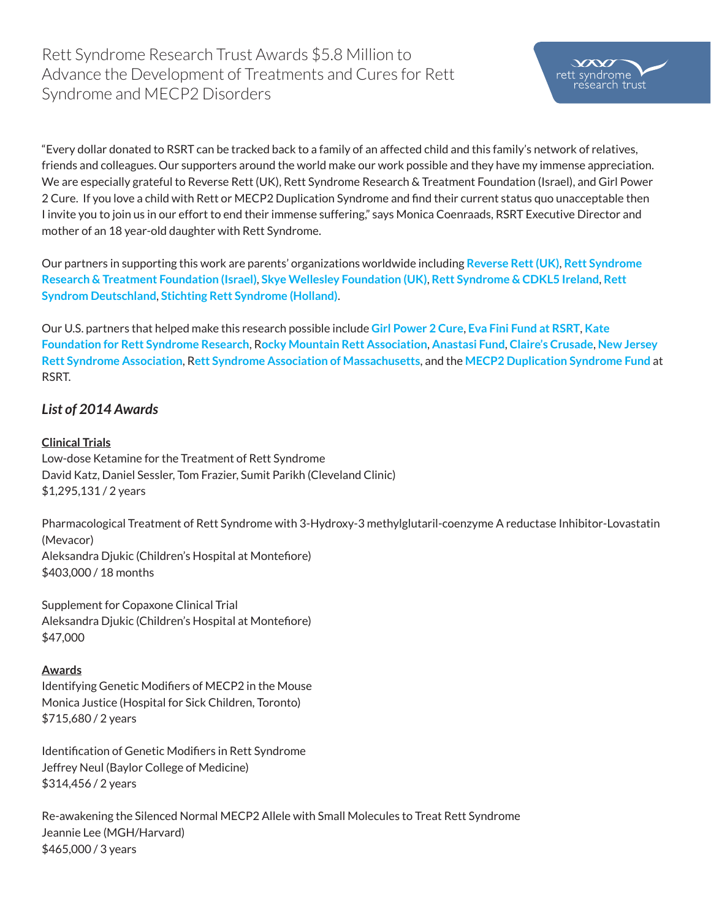# Rett Syndrome Research Trust Awards $5.8 Million to Advance the Development of Treatments and Cures for Rett Syndrome and MECP2 Disorders

"Every dollar donated to RSRT can be tracked back to a family of an affected child and this family's network of relatives, friends and colleagues. Our supporters around the world make our work possible and they have my immense appreciation. We are especially grateful to Reverse Rett (UK), Rett Syndrome Research & Treatment Foundation (Israel), and Girl Power 2 Cure. If you love a child with Rett or MECP2 Duplication Syndrome and find their current status quo unacceptable then I invite you to join us in our effort to end their immense suffering," says Monica Coenraads, RSRT Executive Director and mother of an 18 year-old daughter with Rett Syndrome.

Our partners in supporting this work are parents' organizations worldwide including **Reverse Rett (UK)**, **Rett Syndrome Research & Treatment Foundation (Israel)**, **Skye Wellesley Foundation (UK)**, **Rett Syndrome & CDKL5 Ireland**, **Rett Syndrom Deutschland**, **Stichting Rett Syndrome (Holland)**.

Our U.S. partners that helped make this research possible include **Girl Power 2 Cure**, **Eva Fini Fund at RSRT**, **Kate Foundation for Rett Syndrome Research**, **Rocky Mountain Rett Association**, **Anastasi Fund**, **Claire's Crusade**, **New Jersey Rett Syndrome Association**, **Rett Syndrome Association of Massachusetts**, and the **MECP2 Duplication Syndrome Fund** at RSRT.

### *List of 2014 Awards*

**Clinical Trials**

Low-dose Ketamine for the Treatment of Rett Syndrome
David Katz, Daniel Sessler, Tom Frazier, Sumit Parikh (Cleveland Clinic)
$1,295,131 / 2 years

Pharmacological Treatment of Rett Syndrome with 3-Hydroxy-3 methylglutaril-coenzyme A reductase Inhibitor-Lovastatin (Mevacor)
Aleksandra Djukic (Children's Hospital at Montefiore)
$403,000 / 18 months

Supplement for Copaxone Clinical Trial
Aleksandra Djukic (Children's Hospital at Montefiore)
$47,000

**Awards**

Identifying Genetic Modifiers of MECP2 in the Mouse
Monica Justice (Hospital for Sick Children, Toronto)
$715,680 / 2 years

Identification of Genetic Modifiers in Rett Syndrome
Jeffrey Neul (Baylor College of Medicine)
$314,456 / 2 years

Re-awakening the Silenced Normal MECP2 Allele with Small Molecules to Treat Rett Syndrome
Jeannie Lee (MGH/Harvard)
$465,000 / 3 years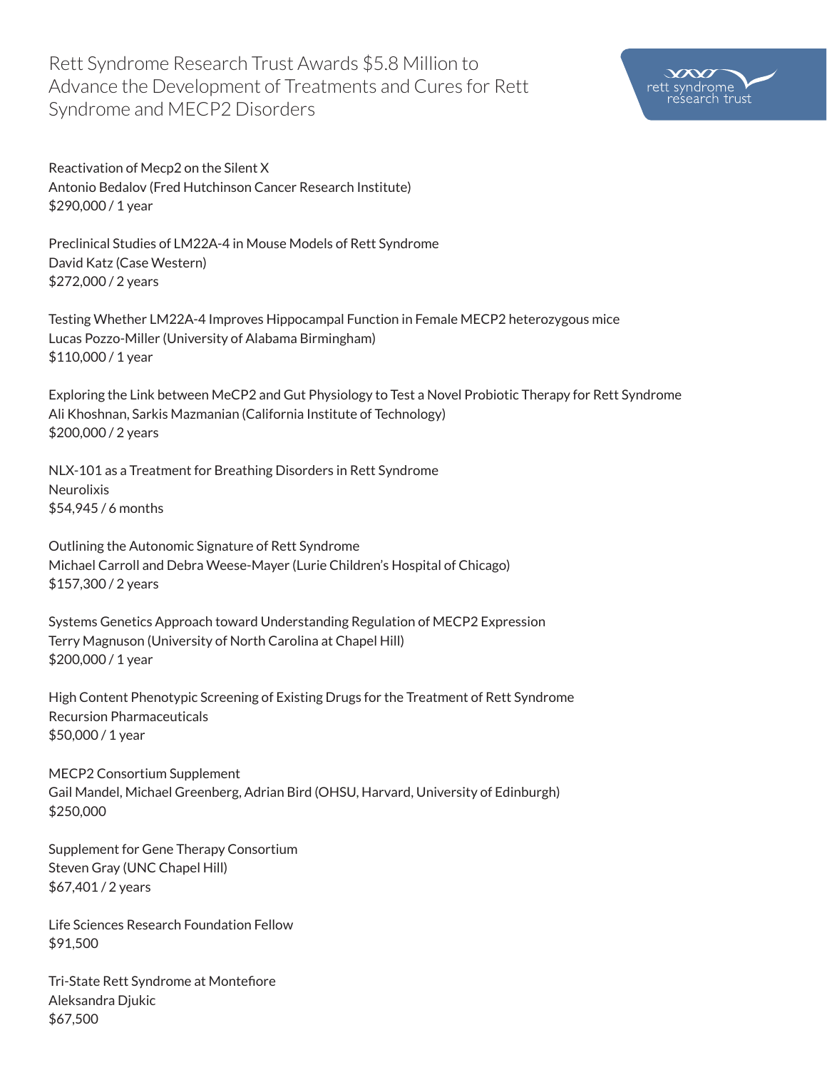# Rett Syndrome Research Trust Awards $5.8 Million to Advance the Development of Treatments and Cures for Rett Syndrome and MECP2 Disorders

Reactivation of Mecp2 on the Silent X
Antonio Bedalov (Fred Hutchinson Cancer Research Institute)
$290,000 / 1 year

Preclinical Studies of LM22A-4 in Mouse Models of Rett Syndrome
David Katz (Case Western)
$272,000 / 2 years

Testing Whether LM22A-4 Improves Hippocampal Function in Female MECP2 heterozygous mice
Lucas Pozzo-Miller (University of Alabama Birmingham)
$110,000 / 1 year

Exploring the Link between MeCP2 and Gut Physiology to Test a Novel Probiotic Therapy for Rett Syndrome
Ali Khoshnan, Sarkis Mazmanian (California Institute of Technology)
$200,000 / 2 years

NLX-101 as a Treatment for Breathing Disorders in Rett Syndrome
Neurolixis
$54,945 / 6 months

Outlining the Autonomic Signature of Rett Syndrome
Michael Carroll and Debra Weese-Mayer (Lurie Children's Hospital of Chicago)
$157,300 / 2 years

Systems Genetics Approach toward Understanding Regulation of MECP2 Expression
Terry Magnuson (University of North Carolina at Chapel Hill)
$200,000 / 1 year

High Content Phenotypic Screening of Existing Drugs for the Treatment of Rett Syndrome
Recursion Pharmaceuticals
$50,000 / 1 year

MECP2 Consortium Supplement
Gail Mandel, Michael Greenberg, Adrian Bird (OHSU, Harvard, University of Edinburgh)
$250,000

Supplement for Gene Therapy Consortium
Steven Gray (UNC Chapel Hill)
$67,401 / 2 years

Life Sciences Research Foundation Fellow
$91,500

Tri-State Rett Syndrome at Montefiore
Aleksandra Djukic
$67,500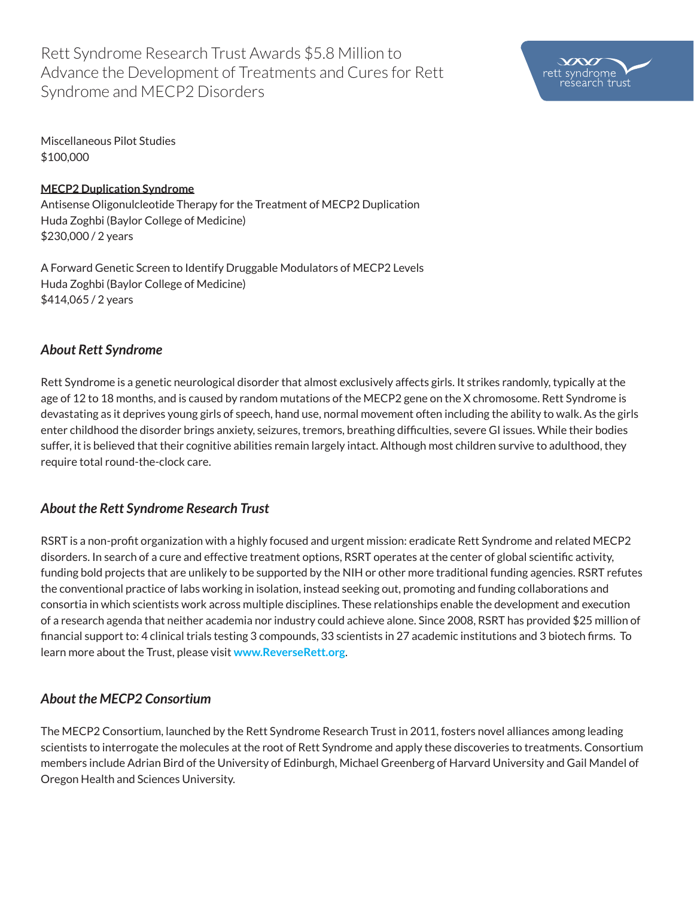Miscellaneous Pilot Studies
$100,000

**MECP2 Duplication Syndrome**
Antisense Oligonulcleotide Therapy for the Treatment of MECP2 Duplication
Huda Zoghbi (Baylor College of Medicine)
$230,000 / 2 years

A Forward Genetic Screen to Identify Druggable Modulators of MECP2 Levels
Huda Zoghbi (Baylor College of Medicine)
$414,065 / 2 years

### *About Rett Syndrome*

Rett Syndrome is a genetic neurological disorder that almost exclusively affects girls. It strikes randomly, typically at the age of 12 to 18 months, and is caused by random mutations of the MECP2 gene on the X chromosome. Rett Syndrome is devastating as it deprives young girls of speech, hand use, normal movement often including the ability to walk. As the girls enter childhood the disorder brings anxiety, seizures, tremors, breathing difficulties, severe GI issues. While their bodies suffer, it is believed that their cognitive abilities remain largely intact. Although most children survive to adulthood, they require total round-the-clock care.

### *About the Rett Syndrome Research Trust*

RSRT is a non-profit organization with a highly focused and urgent mission: eradicate Rett Syndrome and related MECP2 disorders. In search of a cure and effective treatment options, RSRT operates at the center of global scientific activity, funding bold projects that are unlikely to be supported by the NIH or other more traditional funding agencies. RSRT refutes the conventional practice of labs working in isolation, instead seeking out, promoting and funding collaborations and consortia in which scientists work across multiple disciplines. These relationships enable the development and execution of a research agenda that neither academia nor industry could achieve alone. Since 2008, RSRT has provided $25 million of financial support to: 4 clinical trials testing 3 compounds, 33 scientists in 27 academic institutions and 3 biotech firms. To learn more about the Trust, please visit **www.ReverseRett.org**.

### *About the MECP2 Consortium*

The MECP2 Consortium, launched by the Rett Syndrome Research Trust in 2011, fosters novel alliances among leading scientists to interrogate the molecules at the root of Rett Syndrome and apply these discoveries to treatments. Consortium members include Adrian Bird of the University of Edinburgh, Michael Greenberg of Harvard University and Gail Mandel of Oregon Health and Sciences University.